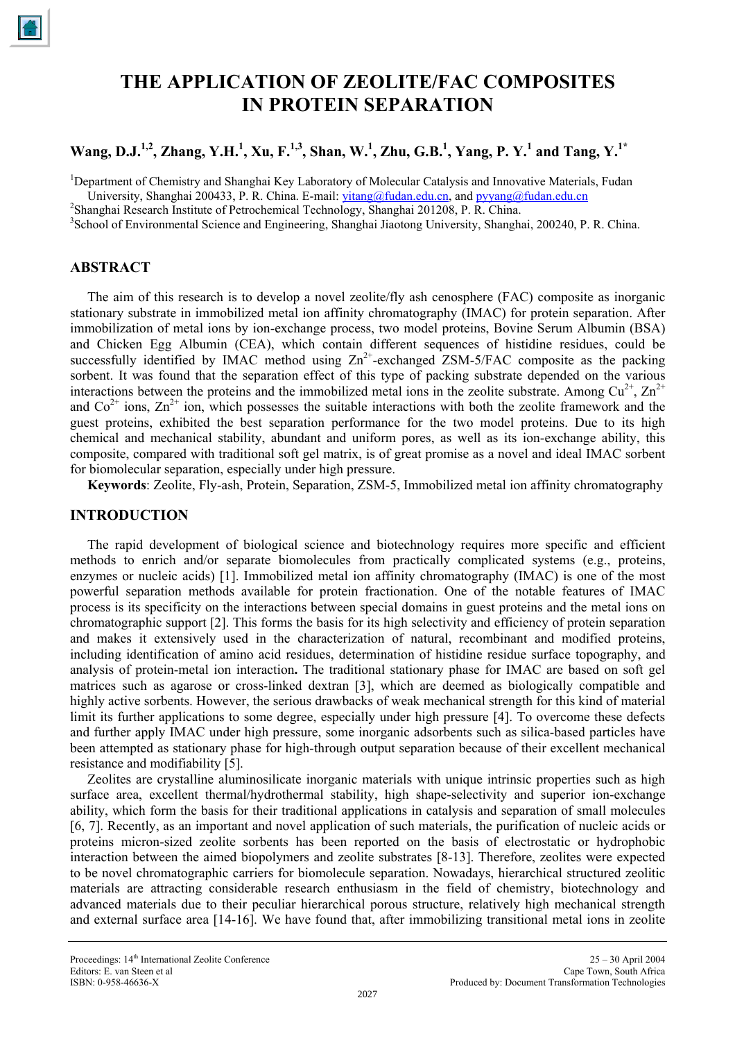# THE APPLICATION OF ZEOLITE/FAC COMPOSITES IN PROTEIN SEPARATION

**Wang, D.J.[1,2], Zhang, Y.H.[1], Xu, F.[1,3], Shan, W.[1], Zhu, G.B.[1], Yang, P. Y.[1] and Tang, Y.[1*]**

[1]Department of Chemistry and Shanghai Key Laboratory of Molecular Catalysis and Innovative Materials, Fudan University, Shanghai 200433, P. R. China. E-mail: yitang@fudan.edu.cn, and pyyang@fudan.edu.cn
[2]Shanghai Research Institute of Petrochemical Technology, Shanghai 201208, P. R. China.
[3]School of Environmental Science and Engineering, Shanghai Jiaotong University, Shanghai, 200240, P. R. China.

## ABSTRACT

The aim of this research is to develop a novel zeolite/fly ash cenosphere (FAC) composite as inorganic stationary substrate in immobilized metal ion affinity chromatography (IMAC) for protein separation. After immobilization of metal ions by ion-exchange process, two model proteins, Bovine Serum Albumin (BSA) and Chicken Egg Albumin (CEA), which contain different sequences of histidine residues, could be successfully identified by IMAC method using $Zn^{2+}$-exchanged ZSM-5/FAC composite as the packing sorbent. It was found that the separation effect of this type of packing substrate depended on the various interactions between the proteins and the immobilized metal ions in the zeolite substrate. Among $Cu^{2+}$, $Zn^{2+}$ and $Co^{2+}$ ions, $Zn^{2+}$ ion, which possesses the suitable interactions with both the zeolite framework and the guest proteins, exhibited the best separation performance for the two model proteins. Due to its high chemical and mechanical stability, abundant and uniform pores, as well as its ion-exchange ability, this composite, compared with traditional soft gel matrix, is of great promise as a novel and ideal IMAC sorbent for biomolecular separation, especially under high pressure.

**Keywords**: Zeolite, Fly-ash, Protein, Separation, ZSM-5, Immobilized metal ion affinity chromatography

## INTRODUCTION

The rapid development of biological science and biotechnology requires more specific and efficient methods to enrich and/or separate biomolecules from practically complicated systems (e.g., proteins, enzymes or nucleic acids) [1]. Immobilized metal ion affinity chromatography (IMAC) is one of the most powerful separation methods available for protein fractionation. One of the notable features of IMAC process is its specificity on the interactions between special domains in guest proteins and the metal ions on chromatographic support [2]. This forms the basis for its high selectivity and efficiency of protein separation and makes it extensively used in the characterization of natural, recombinant and modified proteins, including identification of amino acid residues, determination of histidine residue surface topography, and analysis of protein-metal ion interaction**.** The traditional stationary phase for IMAC are based on soft gel matrices such as agarose or cross-linked dextran [3], which are deemed as biologically compatible and highly active sorbents. However, the serious drawbacks of weak mechanical strength for this kind of material limit its further applications to some degree, especially under high pressure [4]. To overcome these defects and further apply IMAC under high pressure, some inorganic adsorbents such as silica-based particles have been attempted as stationary phase for high-through output separation because of their excellent mechanical resistance and modifiability [5].

Zeolites are crystalline aluminosilicate inorganic materials with unique intrinsic properties such as high surface area, excellent thermal/hydrothermal stability, high shape-selectivity and superior ion-exchange ability, which form the basis for their traditional applications in catalysis and separation of small molecules [6, 7]. Recently, as an important and novel application of such materials, the purification of nucleic acids or proteins micron-sized zeolite sorbents has been reported on the basis of electrostatic or hydrophobic interaction between the aimed biopolymers and zeolite substrates [8-13]. Therefore, zeolites were expected to be novel chromatographic carriers for biomolecule separation. Nowadays, hierarchical structured zeolitic materials are attracting considerable research enthusiasm in the field of chemistry, biotechnology and advanced materials due to their peculiar hierarchical porous structure, relatively high mechanical strength and external surface area [14-16]. We have found that, after immobilizing transitional metal ions in zeolite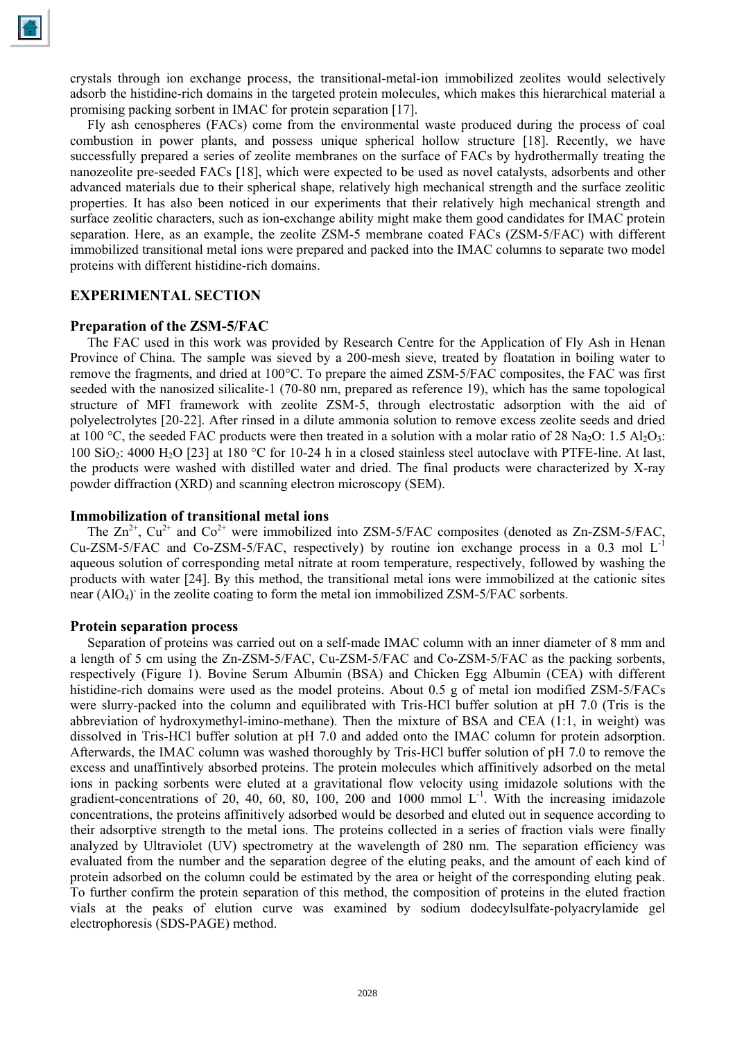crystals through ion exchange process, the transitional-metal-ion immobilized zeolites would selectively adsorb the histidine-rich domains in the targeted protein molecules, which makes this hierarchical material a promising packing sorbent in IMAC for protein separation [17].

Fly ash cenospheres (FACs) come from the environmental waste produced during the process of coal combustion in power plants, and possess unique spherical hollow structure [18]. Recently, we have successfully prepared a series of zeolite membranes on the surface of FACs by hydrothermally treating the nanozeolite pre-seeded FACs [18], which were expected to be used as novel catalysts, adsorbents and other advanced materials due to their spherical shape, relatively high mechanical strength and the surface zeolitic properties. It has also been noticed in our experiments that their relatively high mechanical strength and surface zeolitic characters, such as ion-exchange ability might make them good candidates for IMAC protein separation. Here, as an example, the zeolite ZSM-5 membrane coated FACs (ZSM-5/FAC) with different immobilized transitional metal ions were prepared and packed into the IMAC columns to separate two model proteins with different histidine-rich domains.

## EXPERIMENTAL SECTION

### Preparation of the ZSM-5/FAC

The FAC used in this work was provided by Research Centre for the Application of Fly Ash in Henan Province of China. The sample was sieved by a 200-mesh sieve, treated by floatation in boiling water to remove the fragments, and dried at 100°C. To prepare the aimed ZSM-5/FAC composites, the FAC was first seeded with the nanosized silicalite-1 (70-80 nm, prepared as reference 19), which has the same topological structure of MFI framework with zeolite ZSM-5, through electrostatic adsorption with the aid of polyelectrolytes [20-22]. After rinsed in a dilute ammonia solution to remove excess zeolite seeds and dried at 100 °C, the seeded FAC products were then treated in a solution with a molar ratio of 28 $Na_2O$: 1.5 $Al_2O_3$: 100 $SiO_2$: 4000 $H_2O$ [23] at 180 °C for 10-24 h in a closed stainless steel autoclave with PTFE-line. At last, the products were washed with distilled water and dried. The final products were characterized by X-ray powder diffraction (XRD) and scanning electron microscopy (SEM).

### Immobilization of transitional metal ions

The $Zn^{2+}$, $Cu^{2+}$ and $Co^{2+}$ were immobilized into ZSM-5/FAC composites (denoted as Zn-ZSM-5/FAC, Cu-ZSM-5/FAC and Co-ZSM-5/FAC, respectively) by routine ion exchange process in a 0.3 mol $L^{-1}$ aqueous solution of corresponding metal nitrate at room temperature, respectively, followed by washing the products with water [24]. By this method, the transitional metal ions were immobilized at the cationic sites near $(AlO_4)^-$ in the zeolite coating to form the metal ion immobilized ZSM-5/FAC sorbents.

### Protein separation process

Separation of proteins was carried out on a self-made IMAC column with an inner diameter of 8 mm and a length of 5 cm using the Zn-ZSM-5/FAC, Cu-ZSM-5/FAC and Co-ZSM-5/FAC as the packing sorbents, respectively (Figure 1). Bovine Serum Albumin (BSA) and Chicken Egg Albumin (CEA) with different histidine-rich domains were used as the model proteins. About 0.5 g of metal ion modified ZSM-5/FACs were slurry-packed into the column and equilibrated with Tris-HCl buffer solution at pH 7.0 (Tris is the abbreviation of hydroxymethyl-imino-methane). Then the mixture of BSA and CEA (1:1, in weight) was dissolved in Tris-HCl buffer solution at pH 7.0 and added onto the IMAC column for protein adsorption. Afterwards, the IMAC column was washed thoroughly by Tris-HCl buffer solution of pH 7.0 to remove the excess and unaffintively absorbed proteins. The protein molecules which affinitively adsorbed on the metal ions in packing sorbents were eluted at a gravitational flow velocity using imidazole solutions with the gradient-concentrations of 20, 40, 60, 80, 100, 200 and 1000 mmol $L^{-1}$. With the increasing imidazole concentrations, the proteins affinitively adsorbed would be desorbed and eluted out in sequence according to their adsorptive strength to the metal ions. The proteins collected in a series of fraction vials were finally analyzed by Ultraviolet (UV) spectrometry at the wavelength of 280 nm. The separation efficiency was evaluated from the number and the separation degree of the eluting peaks, and the amount of each kind of protein adsorbed on the column could be estimated by the area or height of the corresponding eluting peak. To further confirm the protein separation of this method, the composition of proteins in the eluted fraction vials at the peaks of elution curve was examined by sodium dodecylsulfate-polyacrylamide gel electrophoresis (SDS-PAGE) method.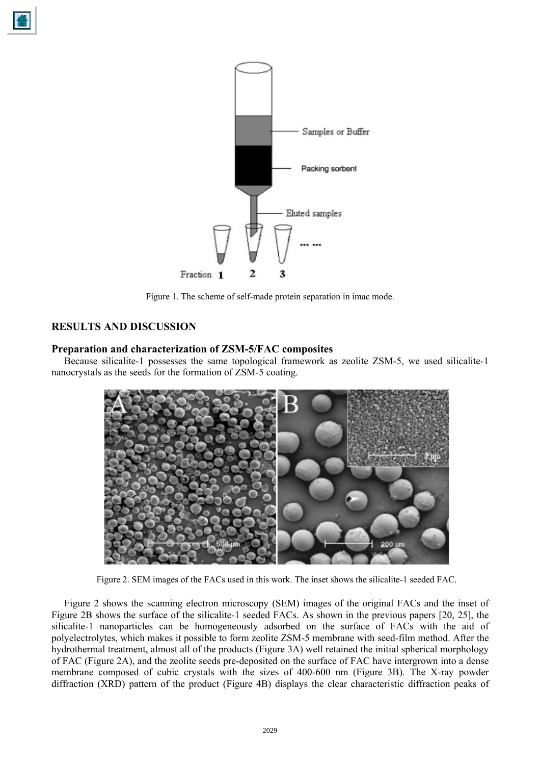Figure 1. The scheme of self-made protein separation in imac mode.

## RESULTS AND DISCUSSION

### Preparation and characterization of ZSM-5/FAC composites

Because silicalite-1 possesses the same topological framework as zeolite ZSM-5, we used silicalite-1 nanocrystals as the seeds for the formation of ZSM-5 coating.

Figure 2. SEM images of the FACs used in this work. The inset shows the silicalite-1 seeded FAC.

Figure 2 shows the scanning electron microscopy (SEM) images of the original FACs and the inset of Figure 2B shows the surface of the silicalite-1 seeded FACs. As shown in the previous papers [20, 25], the silicalite-1 nanoparticles can be homogeneously adsorbed on the surface of FACs with the aid of polyelectrolytes, which makes it possible to form zeolite ZSM-5 membrane with seed-film method. After the hydrothermal treatment, almost all of the products (Figure 3A) well retained the initial spherical morphology of FAC (Figure 2A), and the zeolite seeds pre-deposited on the surface of FAC have intergrown into a dense membrane composed of cubic crystals with the sizes of 400-600 nm (Figure 3B). The X-ray powder diffraction (XRD) pattern of the product (Figure 4B) displays the clear characteristic diffraction peaks of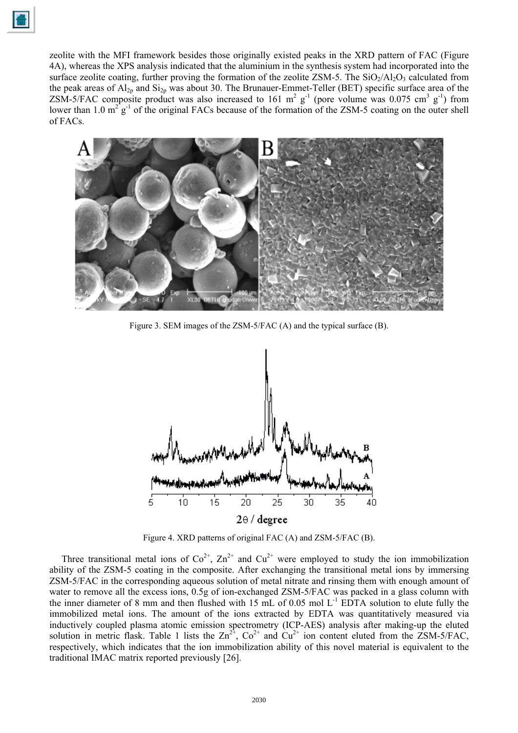zeolite with the MFI framework besides those originally existed peaks in the XRD pattern of FAC (Figure 4A), whereas the XPS analysis indicated that the aluminium in the synthesis system had incorporated into the surface zeolite coating, further proving the formation of the zeolite ZSM-5. The $SiO_2/Al_2O_3$ calculated from the peak areas of $Al_{2p}$ and $Si_{2p}$ was about 30. The Brunauer-Emmet-Teller (BET) specific surface area of the ZSM-5/FAC composite product was also increased to 161 $m^2\ g^{-1}$ (pore volume was 0.075 $cm^3\ g^{-1}$) from lower than 1.0 $m^2\ g^{-1}$ of the original FACs because of the formation of the ZSM-5 coating on the outer shell of FACs.

Figure 3. SEM images of the ZSM-5/FAC (A) and the typical surface (B).

Figure 4. XRD patterns of original FAC (A) and ZSM-5/FAC (B).

Three transitional metal ions of $Co^{2+}$, $Zn^{2+}$ and $Cu^{2+}$ were employed to study the ion immobilization ability of the ZSM-5 coating in the composite. After exchanging the transitional metal ions by immersing ZSM-5/FAC in the corresponding aqueous solution of metal nitrate and rinsing them with enough amount of water to remove all the excess ions, 0.5g of ion-exchanged ZSM-5/FAC was packed in a glass column with the inner diameter of 8 mm and then flushed with 15 mL of 0.05 mol $L^{-1}$ EDTA solution to elute fully the immobilized metal ions. The amount of the ions extracted by EDTA was quantitatively measured via inductively coupled plasma atomic emission spectrometry (ICP-AES) analysis after making-up the eluted solution in metric flask. Table 1 lists the $Zn^{2+}$, $Co^{2+}$ and $Cu^{2+}$ ion content eluted from the ZSM-5/FAC, respectively, which indicates that the ion immobilization ability of this novel material is equivalent to the traditional IMAC matrix reported previously [26].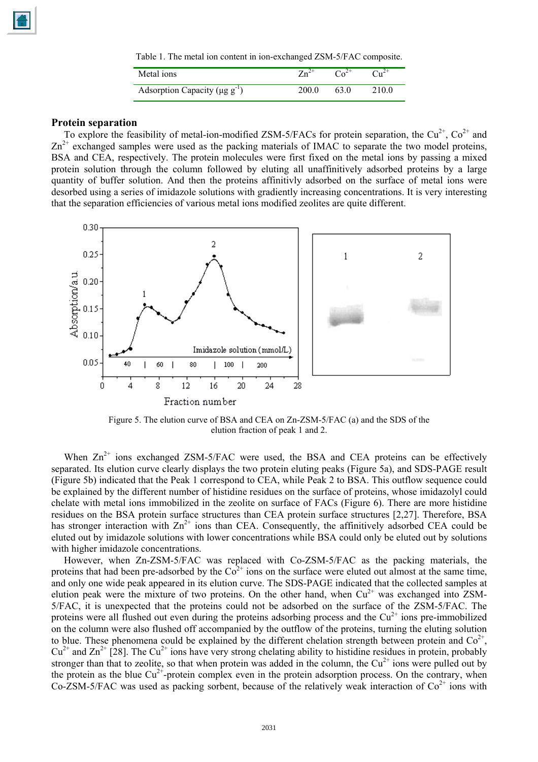Table 1. The metal ion content in ion-exchanged ZSM-5/FAC composite.

| Metal ions | $Zn^{2+}$ | $Co^{2+}$ | $Cu^{2+}$ |
|---|---|---|---|
| Adsorption Capacity (μg $g^{-1}$) | 200.0 | 63.0 | 210.0 |

## Protein separation

To explore the feasibility of metal-ion-modified ZSM-5/FACs for protein separation, the $Cu^{2+}$, $Co^{2+}$ and $Zn^{2+}$ exchanged samples were used as the packing materials of IMAC to separate the two model proteins, BSA and CEA, respectively. The protein molecules were first fixed on the metal ions by passing a mixed protein solution through the column followed by eluting all unaffinitively adsorbed proteins by a large quantity of buffer solution. And then the proteins affinitivly adsorbed on the surface of metal ions were desorbed using a series of imidazole solutions with gradiently increasing concentrations. It is very interesting that the separation efficiencies of various metal ions modified zeolites are quite different.

Figure 5. The elution curve of BSA and CEA on Zn-ZSM-5/FAC (a) and the SDS of the elution fraction of peak 1 and 2.

When $Zn^{2+}$ ions exchanged ZSM-5/FAC were used, the BSA and CEA proteins can be effectively separated. Its elution curve clearly displays the two protein eluting peaks (Figure 5a), and SDS-PAGE result (Figure 5b) indicated that the Peak 1 correspond to CEA, while Peak 2 to BSA. This outflow sequence could be explained by the different number of histidine residues on the surface of proteins, whose imidazolyl could chelate with metal ions immobilized in the zeolite on surface of FACs (Figure 6). There are more histidine residues on the BSA protein surface structures than CEA protein surface structures [2,27]. Therefore, BSA has stronger interaction with $Zn^{2+}$ ions than CEA. Consequently, the affinitively adsorbed CEA could be eluted out by imidazole solutions with lower concentrations while BSA could only be eluted out by solutions with higher imidazole concentrations.

However, when Zn-ZSM-5/FAC was replaced with Co-ZSM-5/FAC as the packing materials, the proteins that had been pre-adsorbed by the $Co^{2+}$ ions on the surface were eluted out almost at the same time, and only one wide peak appeared in its elution curve. The SDS-PAGE indicated that the collected samples at elution peak were the mixture of two proteins. On the other hand, when $Cu^{2+}$ was exchanged into ZSM-5/FAC, it is unexpected that the proteins could not be adsorbed on the surface of the ZSM-5/FAC. The proteins were all flushed out even during the proteins adsorbing process and the $Cu^{2+}$ ions pre-immobilized on the column were also flushed off accompanied by the outflow of the proteins, turning the eluting solution to blue. These phenomena could be explained by the different chelation strength between protein and $Co^{2+}$, $Cu^{2+}$ and $Zn^{2+}$ [28]. The $Cu^{2+}$ ions have very strong chelating ability to histidine residues in protein, probably stronger than that to zeolite, so that when protein was added in the column, the $Cu^{2+}$ ions were pulled out by the protein as the blue $Cu^{2+}$-protein complex even in the protein adsorption process. On the contrary, when Co-ZSM-5/FAC was used as packing sorbent, because of the relatively weak interaction of $Co^{2+}$ ions with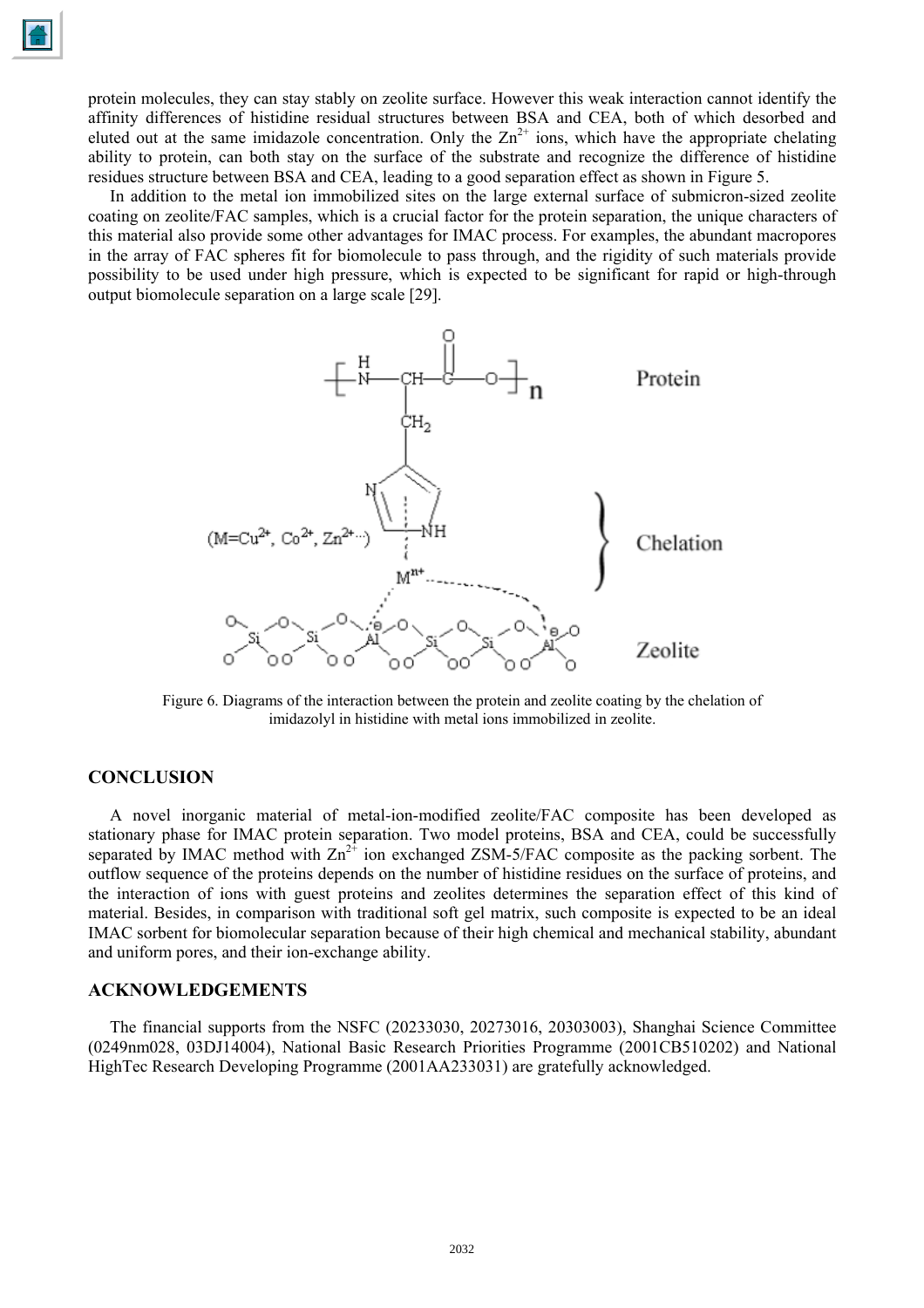protein molecules, they can stay stably on zeolite surface. However this weak interaction cannot identify the affinity differences of histidine residual structures between BSA and CEA, both of which desorbed and eluted out at the same imidazole concentration. Only the $Zn^{2+}$ ions, which have the appropriate chelating ability to protein, can both stay on the surface of the substrate and recognize the difference of histidine residues structure between BSA and CEA, leading to a good separation effect as shown in Figure 5.

In addition to the metal ion immobilized sites on the large external surface of submicron-sized zeolite coating on zeolite/FAC samples, which is a crucial factor for the protein separation, the unique characters of this material also provide some other advantages for IMAC process. For examples, the abundant macropores in the array of FAC spheres fit for biomolecule to pass through, and the rigidity of such materials provide possibility to be used under high pressure, which is expected to be significant for rapid or high-through output biomolecule separation on a large scale [29].

Figure 6. Diagrams of the interaction between the protein and zeolite coating by the chelation of imidazolyl in histidine with metal ions immobilized in zeolite.

## CONCLUSION

A novel inorganic material of metal-ion-modified zeolite/FAC composite has been developed as stationary phase for IMAC protein separation. Two model proteins, BSA and CEA, could be successfully separated by IMAC method with $Zn^{2+}$ ion exchanged ZSM-5/FAC composite as the packing sorbent. The outflow sequence of the proteins depends on the number of histidine residues on the surface of proteins, and the interaction of ions with guest proteins and zeolites determines the separation effect of this kind of material. Besides, in comparison with traditional soft gel matrix, such composite is expected to be an ideal IMAC sorbent for biomolecular separation because of their high chemical and mechanical stability, abundant and uniform pores, and their ion-exchange ability.

## ACKNOWLEDGEMENTS

The financial supports from the NSFC (20233030, 20273016, 20303003), Shanghai Science Committee (0249nm028, 03DJ14004), National Basic Research Priorities Programme (2001CB510202) and National HighTec Research Developing Programme (2001AA233031) are gratefully acknowledged.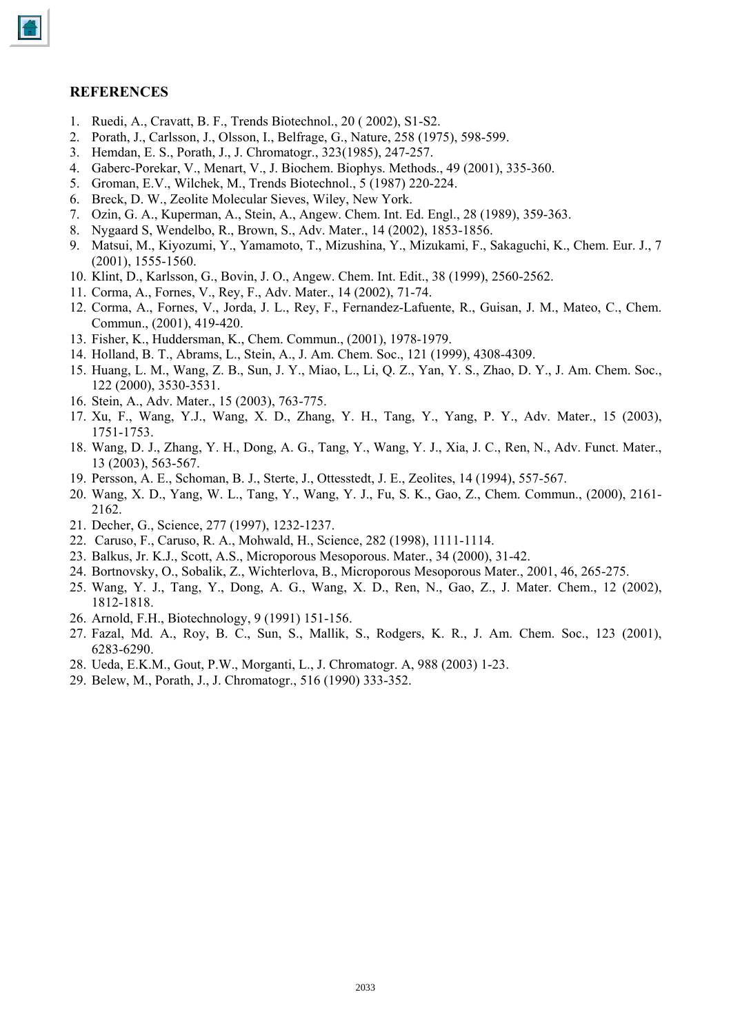## REFERENCES

1. Ruedi, A., Cravatt, B. F., Trends Biotechnol., 20 ( 2002), S1-S2.
2. Porath, J., Carlsson, J., Olsson, I., Belfrage, G., Nature, 258 (1975), 598-599.
3. Hemdan, E. S., Porath, J., J. Chromatogr., 323(1985), 247-257.
4. Gaberc-Porekar, V., Menart, V., J. Biochem. Biophys. Methods., 49 (2001), 335-360.
5. Groman, E.V., Wilchek, M., Trends Biotechnol., 5 (1987) 220-224.
6. Breck, D. W., Zeolite Molecular Sieves, Wiley, New York.
7. Ozin, G. A., Kuperman, A., Stein, A., Angew. Chem. Int. Ed. Engl., 28 (1989), 359-363.
8. Nygaard S, Wendelbo, R., Brown, S., Adv. Mater., 14 (2002), 1853-1856.
9. Matsui, M., Kiyozumi, Y., Yamamoto, T., Mizushina, Y., Mizukami, F., Sakaguchi, K., Chem. Eur. J., 7 (2001), 1555-1560.
10. Klint, D., Karlsson, G., Bovin, J. O., Angew. Chem. Int. Edit., 38 (1999), 2560-2562.
11. Corma, A., Fornes, V., Rey, F., Adv. Mater., 14 (2002), 71-74.
12. Corma, A., Fornes, V., Jorda, J. L., Rey, F., Fernandez-Lafuente, R., Guisan, J. M., Mateo, C., Chem. Commun., (2001), 419-420.
13. Fisher, K., Huddersman, K., Chem. Commun., (2001), 1978-1979.
14. Holland, B. T., Abrams, L., Stein, A., J. Am. Chem. Soc., 121 (1999), 4308-4309.
15. Huang, L. M., Wang, Z. B., Sun, J. Y., Miao, L., Li, Q. Z., Yan, Y. S., Zhao, D. Y., J. Am. Chem. Soc., 122 (2000), 3530-3531.
16. Stein, A., Adv. Mater., 15 (2003), 763-775.
17. Xu, F., Wang, Y.J., Wang, X. D., Zhang, Y. H., Tang, Y., Yang, P. Y., Adv. Mater., 15 (2003), 1751-1753.
18. Wang, D. J., Zhang, Y. H., Dong, A. G., Tang, Y., Wang, Y. J., Xia, J. C., Ren, N., Adv. Funct. Mater., 13 (2003), 563-567.
19. Persson, A. E., Schoman, B. J., Sterte, J., Ottesstedt, J. E., Zeolites, 14 (1994), 557-567.
20. Wang, X. D., Yang, W. L., Tang, Y., Wang, Y. J., Fu, S. K., Gao, Z., Chem. Commun., (2000), 2161-2162.
21. Decher, G., Science, 277 (1997), 1232-1237.
22. Caruso, F., Caruso, R. A., Mohwald, H., Science, 282 (1998), 1111-1114.
23. Balkus, Jr. K.J., Scott, A.S., Microporous Mesoporous. Mater., 34 (2000), 31-42.
24. Bortnovsky, O., Sobalik, Z., Wichterlova, B., Microporous Mesoporous Mater., 2001, 46, 265-275.
25. Wang, Y. J., Tang, Y., Dong, A. G., Wang, X. D., Ren, N., Gao, Z., J. Mater. Chem., 12 (2002), 1812-1818.
26. Arnold, F.H., Biotechnology, 9 (1991) 151-156.
27. Fazal, Md. A., Roy, B. C., Sun, S., Mallik, S., Rodgers, K. R., J. Am. Chem. Soc., 123 (2001), 6283-6290.
28. Ueda, E.K.M., Gout, P.W., Morganti, L., J. Chromatogr. A, 988 (2003) 1-23.
29. Belew, M., Porath, J., J. Chromatogr., 516 (1990) 333-352.